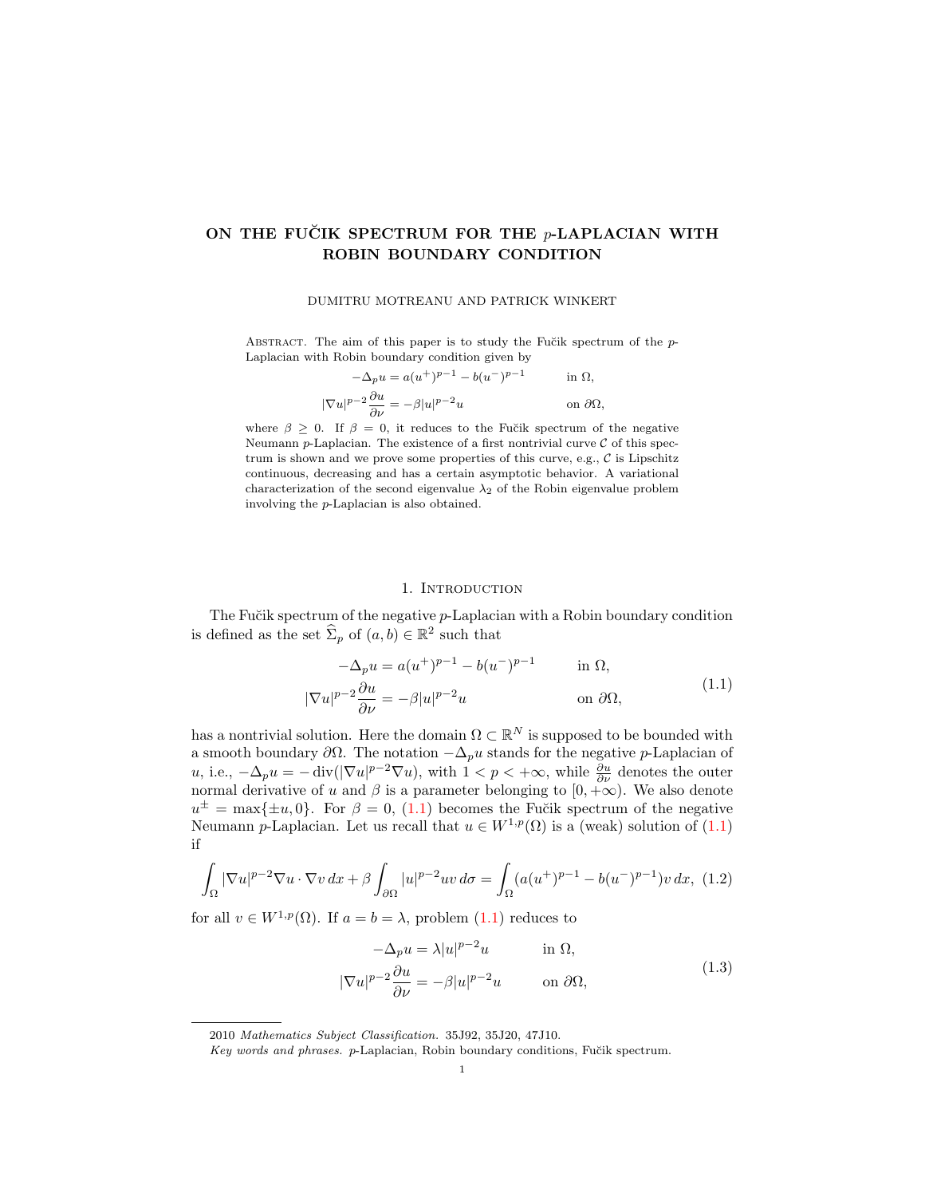# ON THE FUČIK SPECTRUM FOR THE $p$-LAPLACIAN WITH ROBIN BOUNDARY CONDITION

DUMITRU MOTREANU AND PATRICK WINKERT

Abstract. The aim of this paper is to study the Fučik spectrum of the $p$-Laplacian with Robin boundary condition given by

$$
\begin{aligned}
-\Delta_p u &= a(u^+)^{p-1} - b(u^-)^{p-1} && \text{in } \Omega,\\
|\nabla u|^{p-2}\frac{\partial u}{\partial \nu} &= -\beta |u|^{p-2}u && \text{on } \partial\Omega,
\end{aligned}
$$

where $\beta \geq 0$. If $\beta = 0$, it reduces to the Fučik spectrum of the negative Neumann $p$-Laplacian. The existence of a first nontrivial curve $\mathcal{C}$ of this spectrum is shown and we prove some properties of this curve, e.g., $\mathcal{C}$ is Lipschitz continuous, decreasing and has a certain asymptotic behavior. A variational characterization of the second eigenvalue $\lambda_2$ of the Robin eigenvalue problem involving the $p$-Laplacian is also obtained.

## 1. Introduction

The Fučik spectrum of the negative $p$-Laplacian with a Robin boundary condition is defined as the set $\widehat{\Sigma}_p$ of $(a,b) \in \mathbb{R}^2$ such that

$$
\begin{aligned}
-\Delta_p u &= a(u^+)^{p-1} - b(u^-)^{p-1} && \text{in } \Omega,\\
|\nabla u|^{p-2}\frac{\partial u}{\partial \nu} &= -\beta |u|^{p-2}u && \text{on } \partial\Omega,
\end{aligned}
\tag{1.1}
$$

has a nontrivial solution. Here the domain $\Omega \subset \mathbb{R}^N$ is supposed to be bounded with a smooth boundary $\partial\Omega$. The notation $-\Delta_p u$ stands for the negative $p$-Laplacian of $u$, i.e., $-\Delta_p u = -\operatorname{div}(|\nabla u|^{p-2}\nabla u)$, with $1 < p < +\infty$, while $\frac{\partial u}{\partial \nu}$ denotes the outer normal derivative of $u$ and $\beta$ is a parameter belonging to $[0, +\infty)$. We also denote $u^\pm = \max\{\pm u, 0\}$. For $\beta = 0$, (1.1) becomes the Fučik spectrum of the negative Neumann $p$-Laplacian. Let us recall that $u \in W^{1,p}(\Omega)$ is a (weak) solution of (1.1) if

$$
\int_\Omega |\nabla u|^{p-2}\nabla u \cdot \nabla v \, dx + \beta \int_{\partial\Omega} |u|^{p-2}uv \, d\sigma = \int_\Omega (a(u^+)^{p-1} - b(u^-)^{p-1})v \, dx, \tag{1.2}
$$

for all $v \in W^{1,p}(\Omega)$. If $a = b = \lambda$, problem (1.1) reduces to

$$
\begin{aligned}
-\Delta_p u &= \lambda |u|^{p-2}u && \text{in } \Omega,\\
|\nabla u|^{p-2}\frac{\partial u}{\partial \nu} &= -\beta |u|^{p-2}u && \text{on } \partial\Omega,
\end{aligned}
\tag{1.3}
$$

---

2010 *Mathematics Subject Classification.* 35J92, 35J20, 47J10.

*Key words and phrases.* $p$-Laplacian, Robin boundary conditions, Fučik spectrum.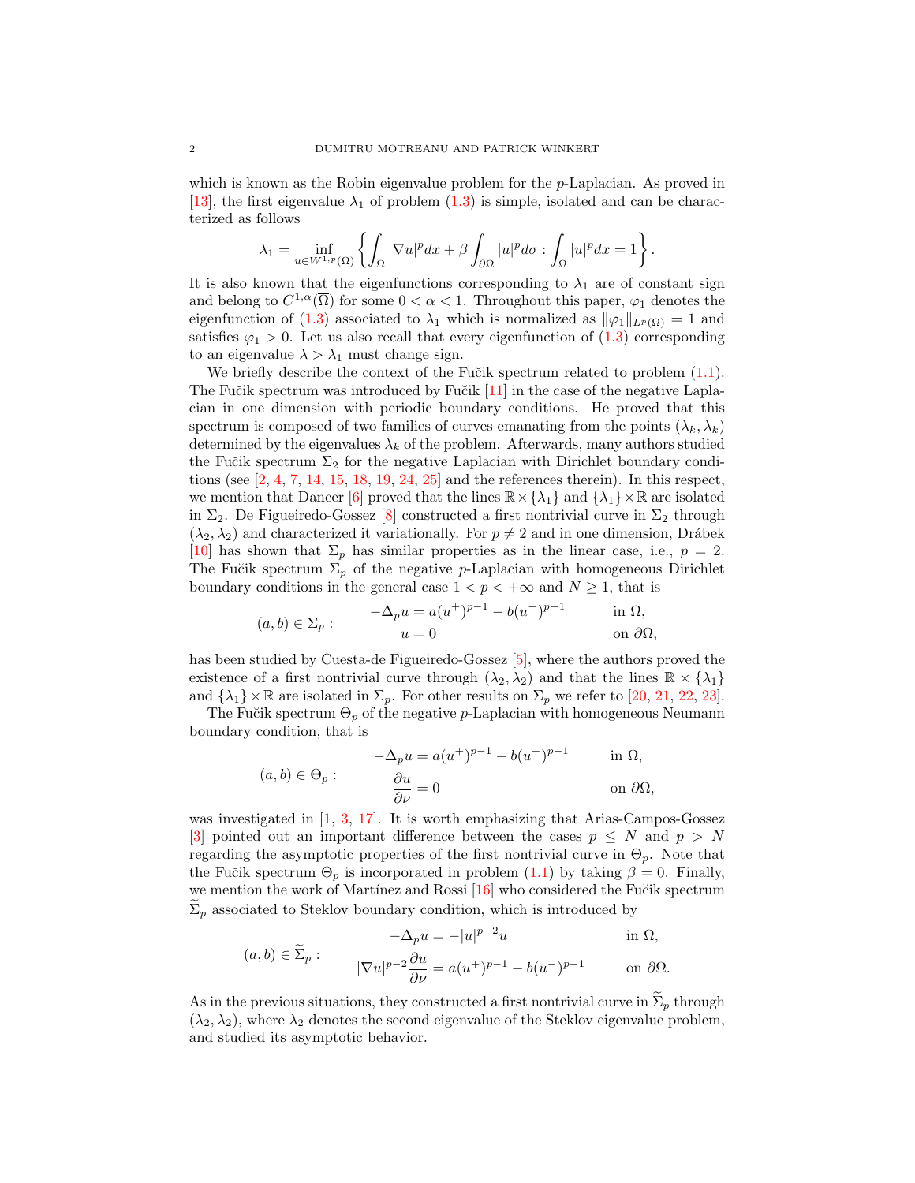which is known as the Robin eigenvalue problem for the $p$-Laplacian. As proved in [13], the first eigenvalue $\lambda_1$ of problem (1.3) is simple, isolated and can be characterized as follows

$$\lambda_1 = \inf_{u \in W^{1,p}(\Omega)} \left\{ \int_\Omega |\nabla u|^p dx + \beta \int_{\partial\Omega} |u|^p d\sigma : \int_\Omega |u|^p dx = 1 \right\}.$$

It is also known that the eigenfunctions corresponding to $\lambda_1$ are of constant sign and belong to $C^{1,\alpha}(\overline{\Omega})$ for some $0 < \alpha < 1$. Throughout this paper, $\varphi_1$ denotes the eigenfunction of (1.3) associated to $\lambda_1$ which is normalized as $\|\varphi_1\|_{L^p(\Omega)} = 1$ and satisfies $\varphi_1 > 0$. Let us also recall that every eigenfunction of (1.3) corresponding to an eigenvalue $\lambda > \lambda_1$ must change sign.

We briefly describe the context of the Fučik spectrum related to problem (1.1). The Fučik spectrum was introduced by Fučik [11] in the case of the negative Laplacian in one dimension with periodic boundary conditions. He proved that this spectrum is composed of two families of curves emanating from the points $(\lambda_k, \lambda_k)$ determined by the eigenvalues $\lambda_k$ of the problem. Afterwards, many authors studied the Fučik spectrum $\Sigma_2$ for the negative Laplacian with Dirichlet boundary conditions (see [2, 4, 7, 14, 15, 18, 19, 24, 25] and the references therein). In this respect, we mention that Dancer [6] proved that the lines $\mathbb{R} \times \{\lambda_1\}$ and $\{\lambda_1\} \times \mathbb{R}$ are isolated in $\Sigma_2$. De Figueiredo-Gossez [8] constructed a first nontrivial curve in $\Sigma_2$ through $(\lambda_2, \lambda_2)$ and characterized it variationally. For $p \neq 2$ and in one dimension, Drábek [10] has shown that $\Sigma_p$ has similar properties as in the linear case, i.e., $p = 2$. The Fučik spectrum $\Sigma_p$ of the negative $p$-Laplacian with homogeneous Dirichlet boundary conditions in the general case $1 < p < +\infty$ and $N \geq 1$, that is

$$(a,b) \in \Sigma_p : \qquad \begin{aligned} -\Delta_p u &= a(u^+)^{p-1} - b(u^-)^{p-1} && \text{in } \Omega, \\ u &= 0 && \text{on } \partial\Omega, \end{aligned}$$

has been studied by Cuesta-de Figueiredo-Gossez [5], where the authors proved the existence of a first nontrivial curve through $(\lambda_2, \lambda_2)$ and that the lines $\mathbb{R} \times \{\lambda_1\}$ and $\{\lambda_1\} \times \mathbb{R}$ are isolated in $\Sigma_p$. For other results on $\Sigma_p$ we refer to [20, 21, 22, 23].

The Fučik spectrum $\Theta_p$ of the negative $p$-Laplacian with homogeneous Neumann boundary condition, that is

$$(a,b) \in \Theta_p : \qquad \begin{aligned} -\Delta_p u &= a(u^+)^{p-1} - b(u^-)^{p-1} && \text{in } \Omega, \\ \frac{\partial u}{\partial \nu} &= 0 && \text{on } \partial\Omega, \end{aligned}$$

was investigated in [1, 3, 17]. It is worth emphasizing that Arias-Campos-Gossez [3] pointed out an important difference between the cases $p \leq N$ and $p > N$ regarding the asymptotic properties of the first nontrivial curve in $\Theta_p$. Note that the Fučik spectrum $\Theta_p$ is incorporated in problem (1.1) by taking $\beta = 0$. Finally, we mention the work of Martínez and Rossi [16] who considered the Fučik spectrum $\widetilde{\Sigma}_p$ associated to Steklov boundary condition, which is introduced by

$$(a,b) \in \widetilde{\Sigma}_p : \qquad \begin{aligned} -\Delta_p u &= -|u|^{p-2} u && \text{in } \Omega, \\ |\nabla u|^{p-2} \frac{\partial u}{\partial \nu} &= a(u^+)^{p-1} - b(u^-)^{p-1} && \text{on } \partial\Omega. \end{aligned}$$

As in the previous situations, they constructed a first nontrivial curve in $\widetilde{\Sigma}_p$ through $(\lambda_2, \lambda_2)$, where $\lambda_2$ denotes the second eigenvalue of the Steklov eigenvalue problem, and studied its asymptotic behavior.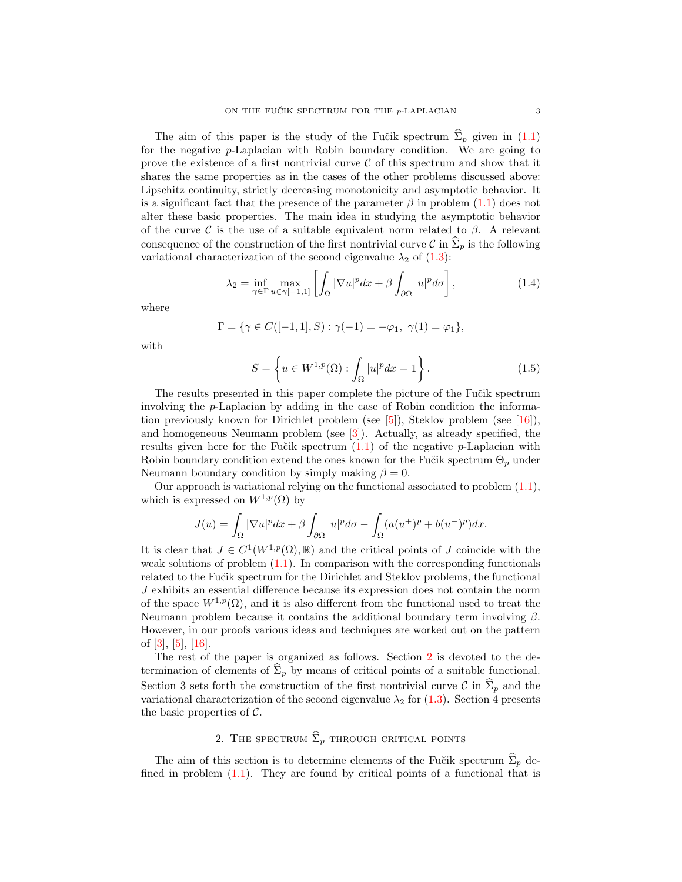The aim of this paper is the study of the Fučik spectrum $\widehat{\Sigma}_p$ given in (1.1) for the negative $p$-Laplacian with Robin boundary condition. We are going to prove the existence of a first nontrivial curve $\mathcal{C}$ of this spectrum and show that it shares the same properties as in the cases of the other problems discussed above: Lipschitz continuity, strictly decreasing monotonicity and asymptotic behavior. It is a significant fact that the presence of the parameter $\beta$ in problem (1.1) does not alter these basic properties. The main idea in studying the asymptotic behavior of the curve $\mathcal{C}$ is the use of a suitable equivalent norm related to $\beta$. A relevant consequence of the construction of the first nontrivial curve $\mathcal{C}$ in $\widehat{\Sigma}_p$ is the following variational characterization of the second eigenvalue $\lambda_2$ of (1.3):

$$\lambda_2 = \inf_{\gamma\in\Gamma} \max_{u\in\gamma[-1,1]} \left[ \int_\Omega |\nabla u|^p dx + \beta \int_{\partial\Omega} |u|^p d\sigma \right], \tag{1.4}$$

where

$$\Gamma = \{\gamma \in C([-1,1], S) : \gamma(-1) = -\varphi_1,\ \gamma(1) = \varphi_1\},$$

with

$$S = \left\{ u \in W^{1,p}(\Omega) : \int_\Omega |u|^p dx = 1 \right\}. \tag{1.5}$$

The results presented in this paper complete the picture of the Fučik spectrum involving the $p$-Laplacian by adding in the case of Robin condition the information previously known for Dirichlet problem (see [5]), Steklov problem (see [16]), and homogeneous Neumann problem (see [3]). Actually, as already specified, the results given here for the Fučik spectrum (1.1) of the negative $p$-Laplacian with Robin boundary condition extend the ones known for the Fučik spectrum $\Theta_p$ under Neumann boundary condition by simply making $\beta = 0$.

Our approach is variational relying on the functional associated to problem (1.1), which is expressed on $W^{1,p}(\Omega)$ by

$$J(u) = \int_\Omega |\nabla u|^p dx + \beta \int_{\partial\Omega} |u|^p d\sigma - \int_\Omega (a(u^+)^p + b(u^-)^p) dx.$$

It is clear that $J \in C^1(W^{1,p}(\Omega), \mathbb{R})$ and the critical points of $J$ coincide with the weak solutions of problem (1.1). In comparison with the corresponding functionals related to the Fučik spectrum for the Dirichlet and Steklov problems, the functional $J$ exhibits an essential difference because its expression does not contain the norm of the space $W^{1,p}(\Omega)$, and it is also different from the functional used to treat the Neumann problem because it contains the additional boundary term involving $\beta$. However, in our proofs various ideas and techniques are worked out on the pattern of [3], [5], [16].

The rest of the paper is organized as follows. Section 2 is devoted to the determination of elements of $\widehat{\Sigma}_p$ by means of critical points of a suitable functional. Section 3 sets forth the construction of the first nontrivial curve $\mathcal{C}$ in $\widehat{\Sigma}_p$ and the variational characterization of the second eigenvalue $\lambda_2$ for (1.3). Section 4 presents the basic properties of $\mathcal{C}$.

## 2. The spectrum $\widehat{\Sigma}_p$ through critical points

The aim of this section is to determine elements of the Fučik spectrum $\widehat{\Sigma}_p$ defined in problem (1.1). They are found by critical points of a functional that is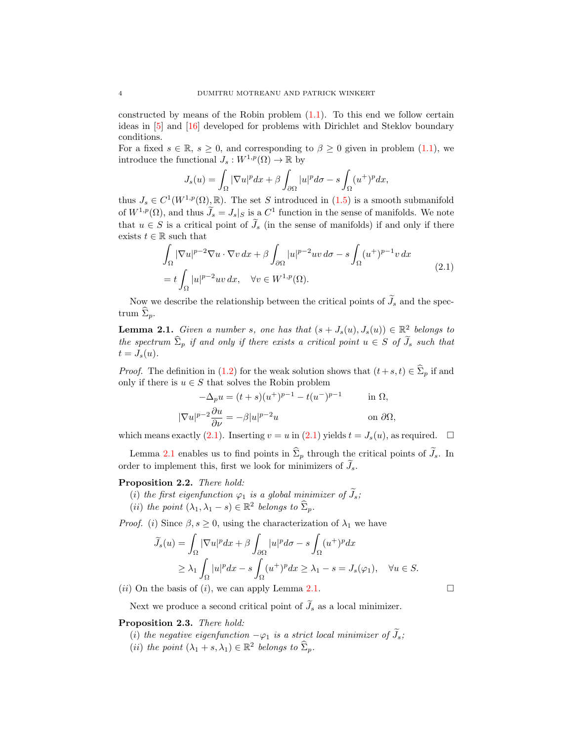constructed by means of the Robin problem (1.1). To this end we follow certain ideas in [5] and [16] developed for problems with Dirichlet and Steklov boundary conditions.

For a fixed $s \in \mathbb{R}$, $s \geq 0$, and corresponding to $\beta \geq 0$ given in problem (1.1), we introduce the functional $J_s : W^{1,p}(\Omega) \to \mathbb{R}$ by

$$J_s(u) = \int_\Omega |\nabla u|^p dx + \beta \int_{\partial\Omega} |u|^p d\sigma - s \int_\Omega (u^+)^p dx,$$

thus $J_s \in C^1(W^{1,p}(\Omega), \mathbb{R})$. The set $S$ introduced in (1.5) is a smooth submanifold of $W^{1,p}(\Omega)$, and thus $\widetilde{J}_s = J_s|_S$ is a $C^1$ function in the sense of manifolds. We note that $u \in S$ is a critical point of $\widetilde{J}_s$ (in the sense of manifolds) if and only if there exists $t \in \mathbb{R}$ such that

$$\begin{aligned}
&\int_\Omega |\nabla u|^{p-2} \nabla u \cdot \nabla v \, dx + \beta \int_{\partial\Omega} |u|^{p-2} uv \, d\sigma - s \int_\Omega (u^+)^{p-1} v \, dx \\
&= t \int_\Omega |u|^{p-2} uv \, dx, \quad \forall v \in W^{1,p}(\Omega).
\end{aligned} \tag{2.1}$$

Now we describe the relationship between the critical points of $\widetilde{J}_s$ and the spectrum $\widehat{\Sigma}_p$.

**Lemma 2.1.** *Given a number $s$, one has that $(s + J_s(u), J_s(u)) \in \mathbb{R}^2$ belongs to the spectrum $\widehat{\Sigma}_p$ if and only if there exists a critical point $u \in S$ of $\widetilde{J}_s$ such that $t = J_s(u)$.*

*Proof.* The definition in (1.2) for the weak solution shows that $(t+s, t) \in \widehat{\Sigma}_p$ if and only if there is $u \in S$ that solves the Robin problem

$$\begin{aligned}
-\Delta_p u &= (t+s)(u^+)^{p-1} - t(u^-)^{p-1} && \text{in } \Omega, \\
|\nabla u|^{p-2} \frac{\partial u}{\partial \nu} &= -\beta |u|^{p-2} u && \text{on } \partial\Omega,
\end{aligned}$$

which means exactly (2.1). Inserting $v = u$ in (2.1) yields $t = J_s(u)$, as required. $\square$

Lemma 2.1 enables us to find points in $\widehat{\Sigma}_p$ through the critical points of $\widetilde{J}_s$. In order to implement this, first we look for minimizers of $\widetilde{J}_s$.

**Proposition 2.2.** *There hold:*

(*i*) *the first eigenfunction $\varphi_1$ is a global minimizer of $\widetilde{J}_s$;*
(*ii*) *the point $(\lambda_1, \lambda_1 - s) \in \mathbb{R}^2$ belongs to $\widehat{\Sigma}_p$.*

*Proof.* (*i*) Since $\beta, s \geq 0$, using the characterization of $\lambda_1$ we have

$$\begin{aligned}
\widetilde{J}_s(u) &= \int_\Omega |\nabla u|^p dx + \beta \int_{\partial\Omega} |u|^p d\sigma - s \int_\Omega (u^+)^p dx \\
&\geq \lambda_1 \int_\Omega |u|^p dx - s \int_\Omega (u^+)^p dx \geq \lambda_1 - s = J_s(\varphi_1), \quad \forall u \in S.
\end{aligned}$$

(*ii*) On the basis of (*i*), we can apply Lemma 2.1. $\square$

Next we produce a second critical point of $\widetilde{J}_s$ as a local minimizer.

**Proposition 2.3.** *There hold:*

(*i*) *the negative eigenfunction $-\varphi_1$ is a strict local minimizer of $\widetilde{J}_s$;*
(*ii*) *the point $(\lambda_1 + s, \lambda_1) \in \mathbb{R}^2$ belongs to $\widehat{\Sigma}_p$.*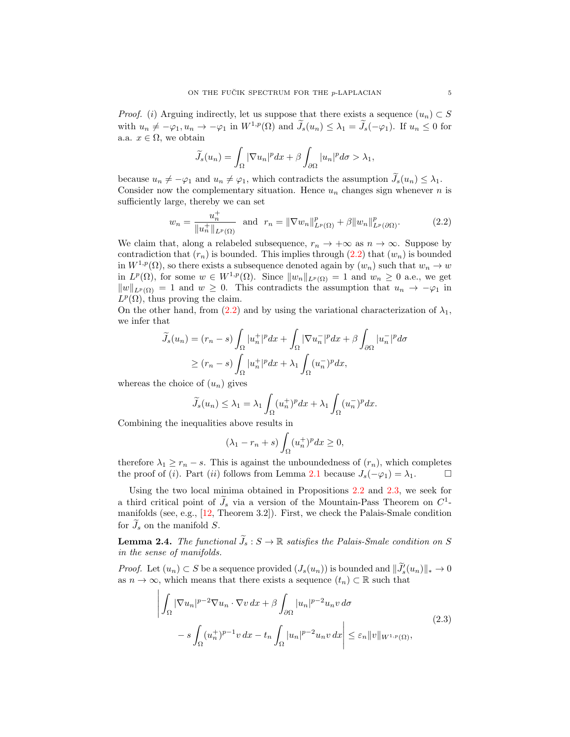*Proof.* ($i$) Arguing indirectly, let us suppose that there exists a sequence $(u_n) \subset S$ with $u_n \neq -\varphi_1, u_n \to -\varphi_1$ in $W^{1,p}(\Omega)$ and $\widetilde{J}_s(u_n) \leq \lambda_1 = \widetilde{J}_s(-\varphi_1)$. If $u_n \leq 0$ for a.a. $x \in \Omega$, we obtain

$$\widetilde{J}_s(u_n) = \int_\Omega |\nabla u_n|^p dx + \beta \int_{\partial\Omega} |u_n|^p d\sigma > \lambda_1,$$

because $u_n \neq -\varphi_1$ and $u_n \neq \varphi_1$, which contradicts the assumption $\widetilde{J}_s(u_n) \leq \lambda_1$. Consider now the complementary situation. Hence $u_n$ changes sign whenever $n$ is sufficiently large, thereby we can set

$$w_n = \frac{u_n^+}{\|u_n^+\|_{L^p(\Omega)}} \quad \text{and} \quad r_n = \|\nabla w_n\|^p_{L^p(\Omega)} + \beta \|w_n\|^p_{L^p(\partial\Omega)}. \tag{2.2}$$

We claim that, along a relabeled subsequence, $r_n \to +\infty$ as $n \to \infty$. Suppose by contradiction that $(r_n)$ is bounded. This implies through (2.2) that $(w_n)$ is bounded in $W^{1,p}(\Omega)$, so there exists a subsequence denoted again by $(w_n)$ such that $w_n \to w$ in $L^p(\Omega)$, for some $w \in W^{1,p}(\Omega)$. Since $\|w_n\|_{L^p(\Omega)} = 1$ and $w_n \geq 0$ a.e., we get $\|w\|_{L^p(\Omega)} = 1$ and $w \geq 0$. This contradicts the assumption that $u_n \to -\varphi_1$ in $L^p(\Omega)$, thus proving the claim.
On the other hand, from (2.2) and by using the variational characterization of $\lambda_1$, we infer that

$$\begin{aligned}
\widetilde{J}_s(u_n) &= (r_n - s) \int_\Omega |u_n^+|^p dx + \int_\Omega |\nabla u_n^-|^p dx + \beta \int_{\partial\Omega} |u_n^-|^p d\sigma \\
&\geq (r_n - s) \int_\Omega |u_n^+|^p dx + \lambda_1 \int_\Omega (u_n^-)^p dx,
\end{aligned}$$

whereas the choice of $(u_n)$ gives

$$\widetilde{J}_s(u_n) \leq \lambda_1 = \lambda_1 \int_\Omega (u_n^+)^p dx + \lambda_1 \int_\Omega (u_n^-)^p dx.$$

Combining the inequalities above results in

$$(\lambda_1 - r_n + s) \int_\Omega (u_n^+)^p dx \geq 0,$$

therefore $\lambda_1 \geq r_n - s$. This is against the unboundedness of $(r_n)$, which completes the proof of ($i$). Part ($ii$) follows from Lemma 2.1 because $J_s(-\varphi_1) = \lambda_1$. $\square$

Using the two local minima obtained in Propositions 2.2 and 2.3, we seek for a third critical point of $\widetilde{J}_s$ via a version of the Mountain-Pass Theorem on $C^1$-manifolds (see, e.g., [12, Theorem 3.2]). First, we check the Palais-Smale condition for $\widetilde{J}_s$ on the manifold $S$.

**Lemma 2.4.** *The functional $\widetilde{J}_s : S \to \mathbb{R}$ satisfies the Palais-Smale condition on $S$ in the sense of manifolds.*

*Proof.* Let $(u_n) \subset S$ be a sequence provided $(J_s(u_n))$ is bounded and $\|\widetilde{J}_s'(u_n)\|_* \to 0$ as $n \to \infty$, which means that there exists a sequence $(t_n) \subset \mathbb{R}$ such that

$$\begin{aligned}
\Bigg| \int_\Omega |\nabla u_n|^{p-2} \nabla u_n \cdot \nabla v \, dx &+ \beta \int_{\partial\Omega} |u_n|^{p-2} u_n v \, d\sigma \\
&- s \int_\Omega (u_n^+)^{p-1} v \, dx - t_n \int_\Omega |u_n|^{p-2} u_n v \, dx \Bigg| \leq \varepsilon_n \|v\|_{W^{1,p}(\Omega)},
\end{aligned} \tag{2.3}$$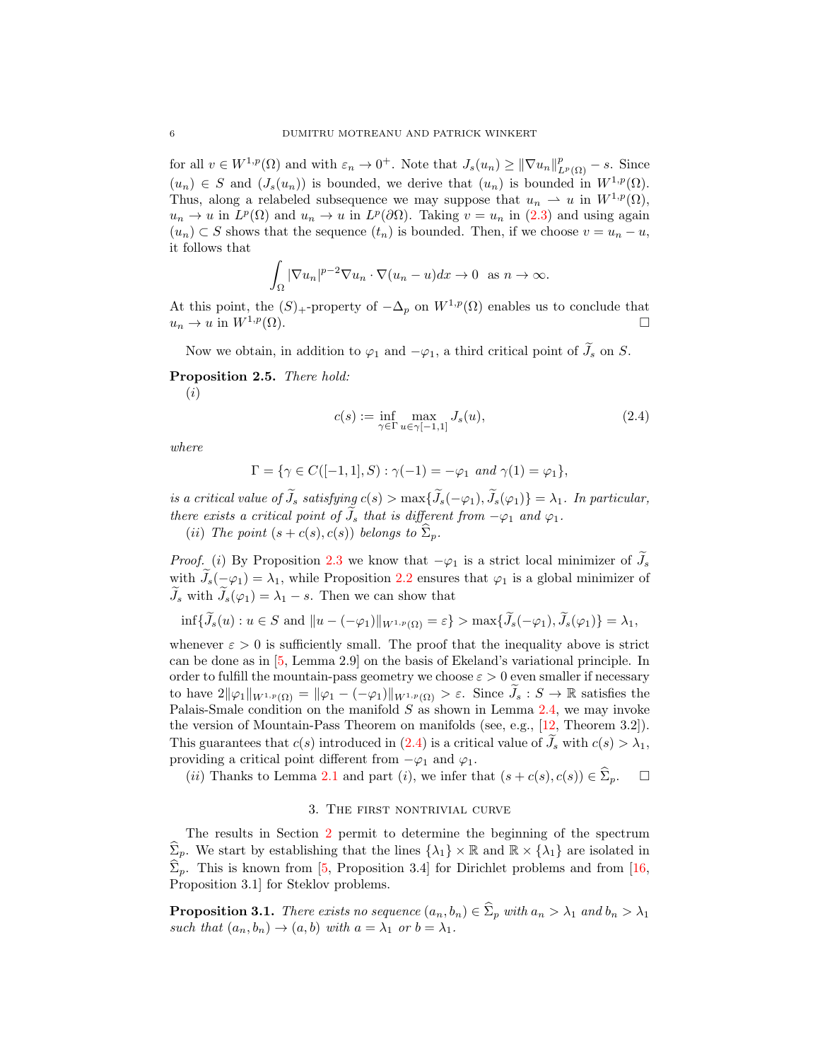for all $v \in W^{1,p}(\Omega)$ and with $\varepsilon_n \to 0^+$. Note that $J_s(u_n) \geq \|\nabla u_n\|^p_{L^p(\Omega)} - s$. Since $(u_n) \in S$ and $(J_s(u_n))$ is bounded, we derive that $(u_n)$ is bounded in $W^{1,p}(\Omega)$. Thus, along a relabeled subsequence we may suppose that $u_n \rightharpoonup u$ in $W^{1,p}(\Omega)$, $u_n \to u$ in $L^p(\Omega)$ and $u_n \to u$ in $L^p(\partial\Omega)$. Taking $v = u_n$ in (2.3) and using again $(u_n) \subset S$ shows that the sequence $(t_n)$ is bounded. Then, if we choose $v = u_n - u$, it follows that

$$\int_\Omega |\nabla u_n|^{p-2} \nabla u_n \cdot \nabla(u_n - u) dx \to 0 \quad \text{as } n \to \infty.$$

At this point, the $(S)_+$-property of $-\Delta_p$ on $W^{1,p}(\Omega)$ enables us to conclude that $u_n \to u$ in $W^{1,p}(\Omega)$. ☐

Now we obtain, in addition to $\varphi_1$ and $-\varphi_1$, a third critical point of $\widetilde{J}_s$ on $S$.

**Proposition 2.5.** *There hold:*

(*i*)

$$c(s) := \inf_{\gamma \in \Gamma} \max_{u \in \gamma[-1,1]} J_s(u), \tag{2.4}$$

*where*

$$\Gamma = \{\gamma \in C([-1,1], S) : \gamma(-1) = -\varphi_1 \text{ and } \gamma(1) = \varphi_1\},$$

*is a critical value of $\widetilde{J}_s$ satisfying $c(s) > \max\{\widetilde{J}_s(-\varphi_1), \widetilde{J}_s(\varphi_1)\} = \lambda_1$. In particular, there exists a critical point of $\widetilde{J}_s$ that is different from $-\varphi_1$ and $\varphi_1$.*

(*ii*) *The point $(s + c(s), c(s))$ belongs to $\widehat{\Sigma}_p$.*

*Proof.* (*i*) By Proposition 2.3 we know that $-\varphi_1$ is a strict local minimizer of $\widetilde{J}_s$ with $\widetilde{J}_s(-\varphi_1) = \lambda_1$, while Proposition 2.2 ensures that $\varphi_1$ is a global minimizer of $\widetilde{J}_s$ with $\widetilde{J}_s(\varphi_1) = \lambda_1 - s$. Then we can show that

$$\inf\{\widetilde{J}_s(u) : u \in S \text{ and } \|u - (-\varphi_1)\|_{W^{1,p}(\Omega)} = \varepsilon\} > \max\{\widetilde{J}_s(-\varphi_1), \widetilde{J}_s(\varphi_1)\} = \lambda_1,$$

whenever $\varepsilon > 0$ is sufficiently small. The proof that the inequality above is strict can be done as in [5, Lemma 2.9] on the basis of Ekeland's variational principle. In order to fulfill the mountain-pass geometry we choose $\varepsilon > 0$ even smaller if necessary to have $2\|\varphi_1\|_{W^{1,p}(\Omega)} = \|\varphi_1 - (-\varphi_1)\|_{W^{1,p}(\Omega)} > \varepsilon$. Since $\widetilde{J}_s : S \to \mathbb{R}$ satisfies the Palais-Smale condition on the manifold $S$ as shown in Lemma 2.4, we may invoke the version of Mountain-Pass Theorem on manifolds (see, e.g., [12, Theorem 3.2]). This guarantees that $c(s)$ introduced in (2.4) is a critical value of $\widetilde{J}_s$ with $c(s) > \lambda_1$, providing a critical point different from $-\varphi_1$ and $\varphi_1$.

(*ii*) Thanks to Lemma 2.1 and part (*i*), we infer that $(s + c(s), c(s)) \in \widehat{\Sigma}_p$. ☐

## 3. The first nontrivial curve

The results in Section 2 permit to determine the beginning of the spectrum $\widehat{\Sigma}_p$. We start by establishing that the lines $\{\lambda_1\} \times \mathbb{R}$ and $\mathbb{R} \times \{\lambda_1\}$ are isolated in $\widehat{\Sigma}_p$. This is known from [5, Proposition 3.4] for Dirichlet problems and from [16, Proposition 3.1] for Steklov problems.

**Proposition 3.1.** *There exists no sequence $(a_n, b_n) \in \widehat{\Sigma}_p$ with $a_n > \lambda_1$ and $b_n > \lambda_1$ such that $(a_n, b_n) \to (a, b)$ with $a = \lambda_1$ or $b = \lambda_1$.*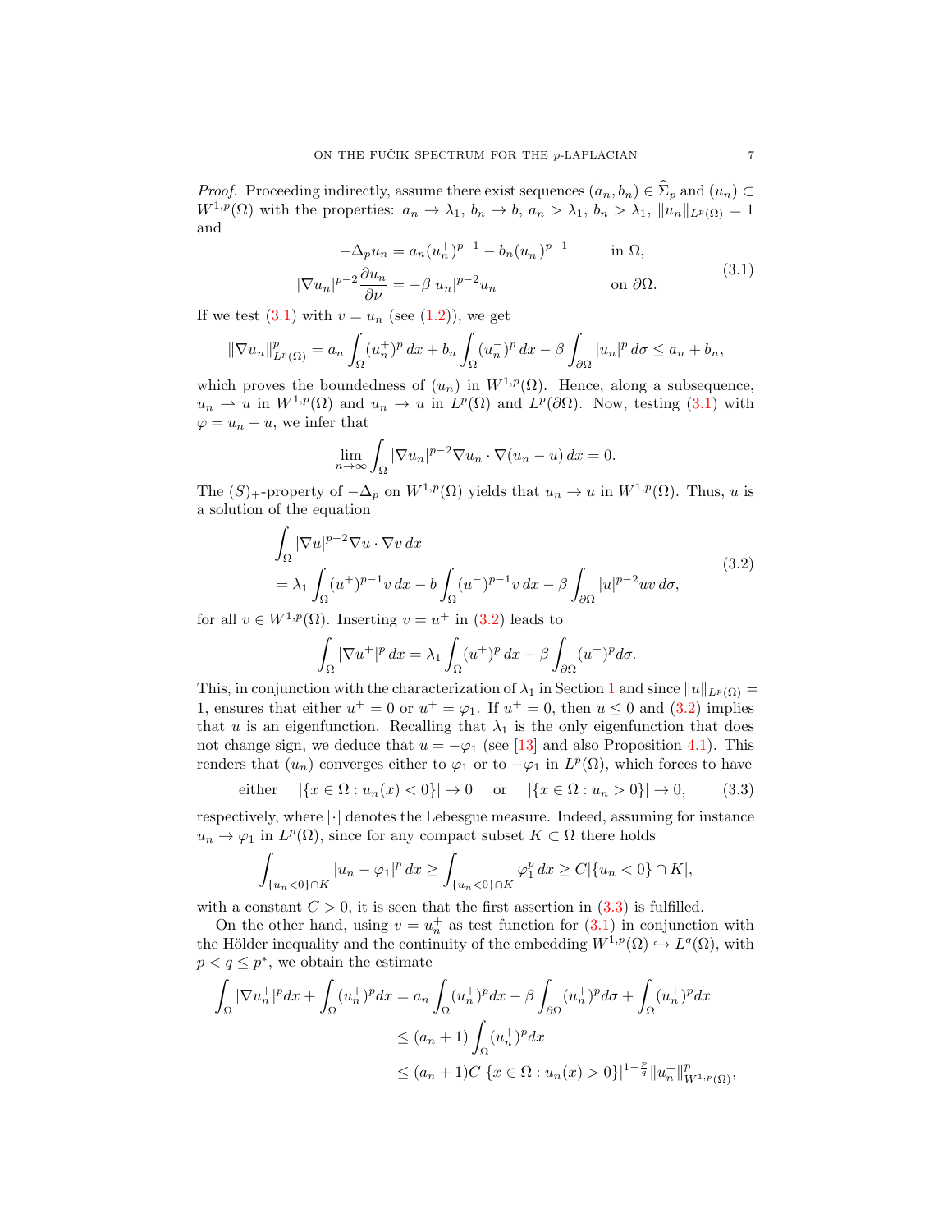*Proof.* Proceeding indirectly, assume there exist sequences $(a_n, b_n) \in \widehat{\Sigma}_p$ and $(u_n) \subset W^{1,p}(\Omega)$ with the properties: $a_n \to \lambda_1$, $b_n \to b$, $a_n > \lambda_1$, $b_n > \lambda_1$, $\|u_n\|_{L^p(\Omega)} = 1$ and

$$
\begin{aligned}
-\Delta_p u_n &= a_n (u_n^+)^{p-1} - b_n (u_n^-)^{p-1} && \text{in } \Omega, \\
|\nabla u_n|^{p-2} \frac{\partial u_n}{\partial \nu} &= -\beta |u_n|^{p-2} u_n && \text{on } \partial\Omega.
\end{aligned}
\tag{3.1}
$$

If we test (3.1) with $v = u_n$ (see (1.2)), we get

$$
\|\nabla u_n\|_{L^p(\Omega)}^p = a_n \int_\Omega (u_n^+)^p \, dx + b_n \int_\Omega (u_n^-)^p \, dx - \beta \int_{\partial\Omega} |u_n|^p \, d\sigma \le a_n + b_n,
$$

which proves the boundedness of $(u_n)$ in $W^{1,p}(\Omega)$. Hence, along a subsequence, $u_n \rightharpoonup u$ in $W^{1,p}(\Omega)$ and $u_n \to u$ in $L^p(\Omega)$ and $L^p(\partial\Omega)$. Now, testing (3.1) with $\varphi = u_n - u$, we infer that

$$
\lim_{n \to \infty} \int_\Omega |\nabla u_n|^{p-2} \nabla u_n \cdot \nabla (u_n - u) \, dx = 0.
$$

The $(S)_+$-property of $-\Delta_p$ on $W^{1,p}(\Omega)$ yields that $u_n \to u$ in $W^{1,p}(\Omega)$. Thus, $u$ is a solution of the equation

$$
\begin{aligned}
&\int_\Omega |\nabla u|^{p-2} \nabla u \cdot \nabla v \, dx \\
&= \lambda_1 \int_\Omega (u^+)^{p-1} v \, dx - b \int_\Omega (u^-)^{p-1} v \, dx - \beta \int_{\partial\Omega} |u|^{p-2} u v \, d\sigma,
\end{aligned}
\tag{3.2}
$$

for all $v \in W^{1,p}(\Omega)$. Inserting $v = u^+$ in (3.2) leads to

$$
\int_\Omega |\nabla u^+|^p \, dx = \lambda_1 \int_\Omega (u^+)^p \, dx - \beta \int_{\partial\Omega} (u^+)^p d\sigma.
$$

This, in conjunction with the characterization of $\lambda_1$ in Section 1 and since $\|u\|_{L^p(\Omega)} = 1$, ensures that either $u^+ = 0$ or $u^+ = \varphi_1$. If $u^+ = 0$, then $u \le 0$ and (3.2) implies that $u$ is an eigenfunction. Recalling that $\lambda_1$ is the only eigenfunction that does not change sign, we deduce that $u = -\varphi_1$ (see [13] and also Proposition 4.1). This renders that $(u_n)$ converges either to $\varphi_1$ or to $-\varphi_1$ in $L^p(\Omega)$, which forces to have

$$
\text{either} \quad |\{x \in \Omega : u_n(x) < 0\}| \to 0 \quad \text{or} \quad |\{x \in \Omega : u_n > 0\}| \to 0, \tag{3.3}
$$

respectively, where $|\cdot|$ denotes the Lebesgue measure. Indeed, assuming for instance $u_n \to \varphi_1$ in $L^p(\Omega)$, since for any compact subset $K \subset \Omega$ there holds

$$
\int_{\{u_n < 0\} \cap K} |u_n - \varphi_1|^p \, dx \ge \int_{\{u_n < 0\} \cap K} \varphi_1^p \, dx \ge C |\{u_n < 0\} \cap K|,
$$

with a constant $C > 0$, it is seen that the first assertion in (3.3) is fulfilled.

On the other hand, using $v = u_n^+$ as test function for (3.1) in conjunction with the Hölder inequality and the continuity of the embedding $W^{1,p}(\Omega) \hookrightarrow L^q(\Omega)$, with $p < q \le p^*$, we obtain the estimate

$$
\begin{aligned}
\int_\Omega |\nabla u_n^+|^p dx + \int_\Omega (u_n^+)^p dx &= a_n \int_\Omega (u_n^+)^p dx - \beta \int_{\partial\Omega} (u_n^+)^p d\sigma + \int_\Omega (u_n^+)^p dx \\
&\le (a_n + 1) \int_\Omega (u_n^+)^p dx \\
&\le (a_n + 1) C |\{x \in \Omega : u_n(x) > 0\}|^{1 - \frac{p}{q}} \|u_n^+\|_{W^{1,p}(\Omega)}^p,
\end{aligned}
$$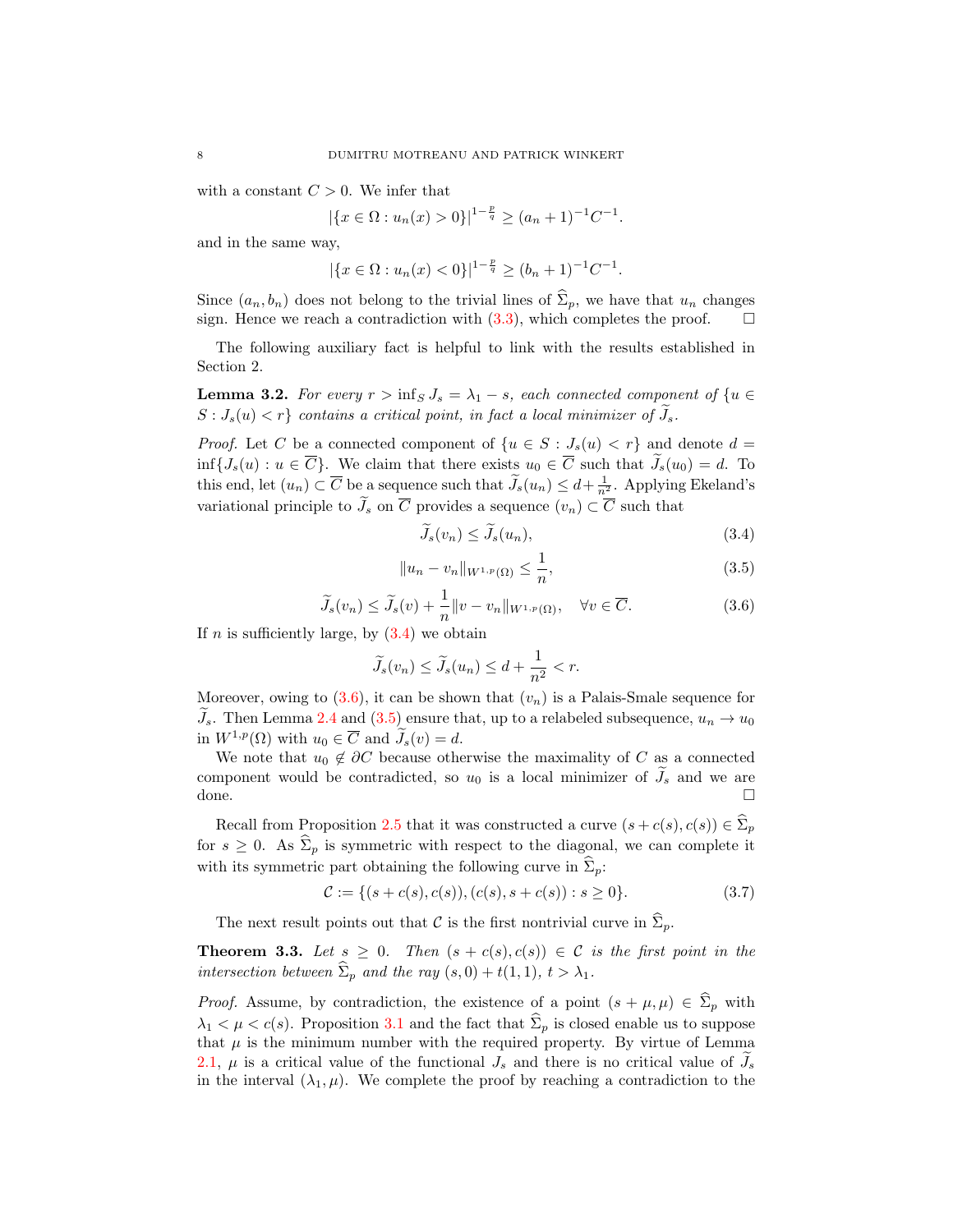with a constant $C > 0$. We infer that

$$|\{x \in \Omega : u_n(x) > 0\}|^{1-\frac{p}{q}} \geq (a_n + 1)^{-1} C^{-1}.$$

and in the same way,

$$|\{x \in \Omega : u_n(x) < 0\}|^{1-\frac{p}{q}} \geq (b_n + 1)^{-1} C^{-1}.$$

Since $(a_n, b_n)$ does not belong to the trivial lines of $\widehat{\Sigma}_p$, we have that $u_n$ changes sign. Hence we reach a contradiction with (3.3), which completes the proof. $\square$

The following auxiliary fact is helpful to link with the results established in Section 2.

**Lemma 3.2.** *For every $r > \inf_S J_s = \lambda_1 - s$, each connected component of $\{u \in S : J_s(u) < r\}$ contains a critical point, in fact a local minimizer of $\widetilde{J}_s$.*

*Proof.* Let $C$ be a connected component of $\{u \in S : J_s(u) < r\}$ and denote $d = \inf\{J_s(u) : u \in \overline{C}\}$. We claim that there exists $u_0 \in \overline{C}$ such that $\widetilde{J}_s(u_0) = d$. To this end, let $(u_n) \subset \overline{C}$ be a sequence such that $\widetilde{J}_s(u_n) \leq d + \frac{1}{n^2}$. Applying Ekeland's variational principle to $\widetilde{J}_s$ on $\overline{C}$ provides a sequence $(v_n) \subset \overline{C}$ such that

$$\widetilde{J}_s(v_n) \leq \widetilde{J}_s(u_n), \tag{3.4}$$

$$\|u_n - v_n\|_{W^{1,p}(\Omega)} \leq \frac{1}{n}, \tag{3.5}$$

$$\widetilde{J}_s(v_n) \leq \widetilde{J}_s(v) + \frac{1}{n}\|v - v_n\|_{W^{1,p}(\Omega)}, \quad \forall v \in \overline{C}. \tag{3.6}$$

If $n$ is sufficiently large, by (3.4) we obtain

$$\widetilde{J}_s(v_n) \leq \widetilde{J}_s(u_n) \leq d + \frac{1}{n^2} < r.$$

Moreover, owing to (3.6), it can be shown that $(v_n)$ is a Palais-Smale sequence for $\widetilde{J}_s$. Then Lemma 2.4 and (3.5) ensure that, up to a relabeled subsequence, $u_n \to u_0$ in $W^{1,p}(\Omega)$ with $u_0 \in \overline{C}$ and $\widetilde{J}_s(v) = d$.

We note that $u_0 \notin \partial C$ because otherwise the maximality of $C$ as a connected component would be contradicted, so $u_0$ is a local minimizer of $\widetilde{J}_s$ and we are done. $\square$

Recall from Proposition 2.5 that it was constructed a curve $(s + c(s), c(s)) \in \widehat{\Sigma}_p$ for $s \geq 0$. As $\widehat{\Sigma}_p$ is symmetric with respect to the diagonal, we can complete it with its symmetric part obtaining the following curve in $\widehat{\Sigma}_p$:

$$\mathcal{C} := \{(s + c(s), c(s)), (c(s), s + c(s)) : s \geq 0\}. \tag{3.7}$$

The next result points out that $\mathcal{C}$ is the first nontrivial curve in $\widehat{\Sigma}_p$.

**Theorem 3.3.** *Let $s \geq 0$. Then $(s + c(s), c(s)) \in \mathcal{C}$ is the first point in the intersection between $\widehat{\Sigma}_p$ and the ray $(s, 0) + t(1, 1)$, $t > \lambda_1$.*

*Proof.* Assume, by contradiction, the existence of a point $(s + \mu, \mu) \in \widehat{\Sigma}_p$ with $\lambda_1 < \mu < c(s)$. Proposition 3.1 and the fact that $\widehat{\Sigma}_p$ is closed enable us to suppose that $\mu$ is the minimum number with the required property. By virtue of Lemma 2.1, $\mu$ is a critical value of the functional $J_s$ and there is no critical value of $\widetilde{J}_s$ in the interval $(\lambda_1, \mu)$. We complete the proof by reaching a contradiction to the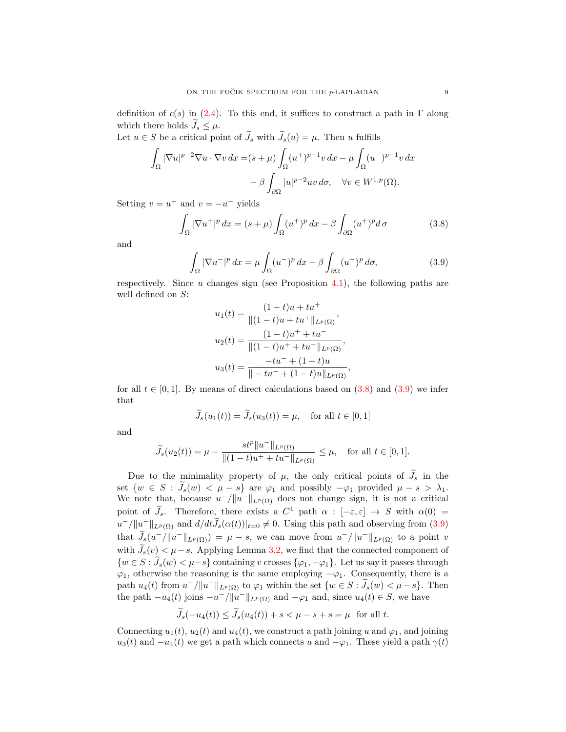definition of $c(s)$ in (2.4). To this end, it suffices to construct a path in $\Gamma$ along which there holds $\widetilde{J}_s \leq \mu$.

Let $u \in S$ be a critical point of $\widetilde{J}_s$ with $\widetilde{J}_s(u) = \mu$. Then $u$ fulfills

$$
\begin{aligned}
\int_\Omega |\nabla u|^{p-2} \nabla u \cdot \nabla v \, dx =& (s+\mu) \int_\Omega (u^+)^{p-1} v \, dx - \mu \int_\Omega (u^-)^{p-1} v \, dx \\
&- \beta \int_{\partial\Omega} |u|^{p-2} u v \, d\sigma, \quad \forall v \in W^{1,p}(\Omega).
\end{aligned}
$$

Setting $v = u^+$ and $v = -u^-$ yields

$$
\int_\Omega |\nabla u^+|^p \, dx = (s+\mu) \int_\Omega (u^+)^p \, dx - \beta \int_{\partial\Omega} (u^+)^p d\,\sigma \tag{3.8}
$$

and

$$
\int_\Omega |\nabla u^-|^p \, dx = \mu \int_\Omega (u^-)^p \, dx - \beta \int_{\partial\Omega} (u^-)^p \, d\sigma, \tag{3.9}
$$

respectively. Since $u$ changes sign (see Proposition 4.1), the following paths are well defined on $S$:

$$
\begin{aligned}
u_1(t) &= \frac{(1-t)u + tu^+}{\|(1-t)u + tu^+\|_{L^p(\Omega)}}, \\
u_2(t) &= \frac{(1-t)u^+ + tu^-}{\|(1-t)u^+ + tu^-\|_{L^p(\Omega)}}, \\
u_3(t) &= \frac{-tu^- + (1-t)u}{\|-tu^- + (1-t)u\|_{L^p(\Omega)}},
\end{aligned}
$$

for all $t \in [0,1]$. By means of direct calculations based on (3.8) and (3.9) we infer that

$$
\widetilde{J}_s(u_1(t)) = \widetilde{J}_s(u_3(t)) = \mu, \quad \text{for all } t \in [0,1]
$$

and

$$
\widetilde{J}_s(u_2(t)) = \mu - \frac{st^p \|u^-\|_{L^p(\Omega)}}{\|(1-t)u^+ + tu^-\|_{L^p(\Omega)}} \leq \mu, \quad \text{for all } t \in [0,1].
$$

Due to the minimality property of $\mu$, the only critical points of $\widetilde{J}_s$ in the set $\{w \in S : \widetilde{J}_s(w) < \mu - s\}$ are $\varphi_1$ and possibly $-\varphi_1$ provided $\mu - s > \lambda_1$. We note that, because $u^-/\|u^-\|_{L^p(\Omega)}$ does not change sign, it is not a critical point of $\widetilde{J}_s$. Therefore, there exists a $C^1$ path $\alpha : [-\varepsilon, \varepsilon] \to S$ with $\alpha(0) = u^-/\|u^-\|_{L^p(\Omega)}$ and $d/dt \widetilde{J}_s(\alpha(t))|_{t=0} \neq 0$. Using this path and observing from (3.9) that $\widetilde{J}_s(u^-/\|u^-\|_{L^p(\Omega)}) = \mu - s$, we can move from $u^-/\|u^-\|_{L^p(\Omega)}$ to a point $v$ with $\widetilde{J}_s(v) < \mu - s$. Applying Lemma 3.2, we find that the connected component of $\{w \in S : \widetilde{J}_s(w) < \mu - s\}$ containing $v$ crosses $\{\varphi_1, -\varphi_1\}$. Let us say it passes through $\varphi_1$, otherwise the reasoning is the same employing $-\varphi_1$. Consequently, there is a path $u_4(t)$ from $u^-/\|u^-\|_{L^p(\Omega)}$ to $\varphi_1$ within the set $\{w \in S : \widetilde{J}_s(w) < \mu - s\}$. Then the path $-u_4(t)$ joins $-u^-/\|u^-\|_{L^p(\Omega)}$ and $-\varphi_1$ and, since $u_4(t) \in S$, we have

$$
\widetilde{J}_s(-u_4(t)) \leq \widetilde{J}_s(u_4(t)) + s < \mu - s + s = \mu \quad \text{for all } t.
$$

Connecting $u_1(t)$, $u_2(t)$ and $u_4(t)$, we construct a path joining $u$ and $\varphi_1$, and joining $u_3(t)$ and $-u_4(t)$ we get a path which connects $u$ and $-\varphi_1$. These yield a path $\gamma(t)$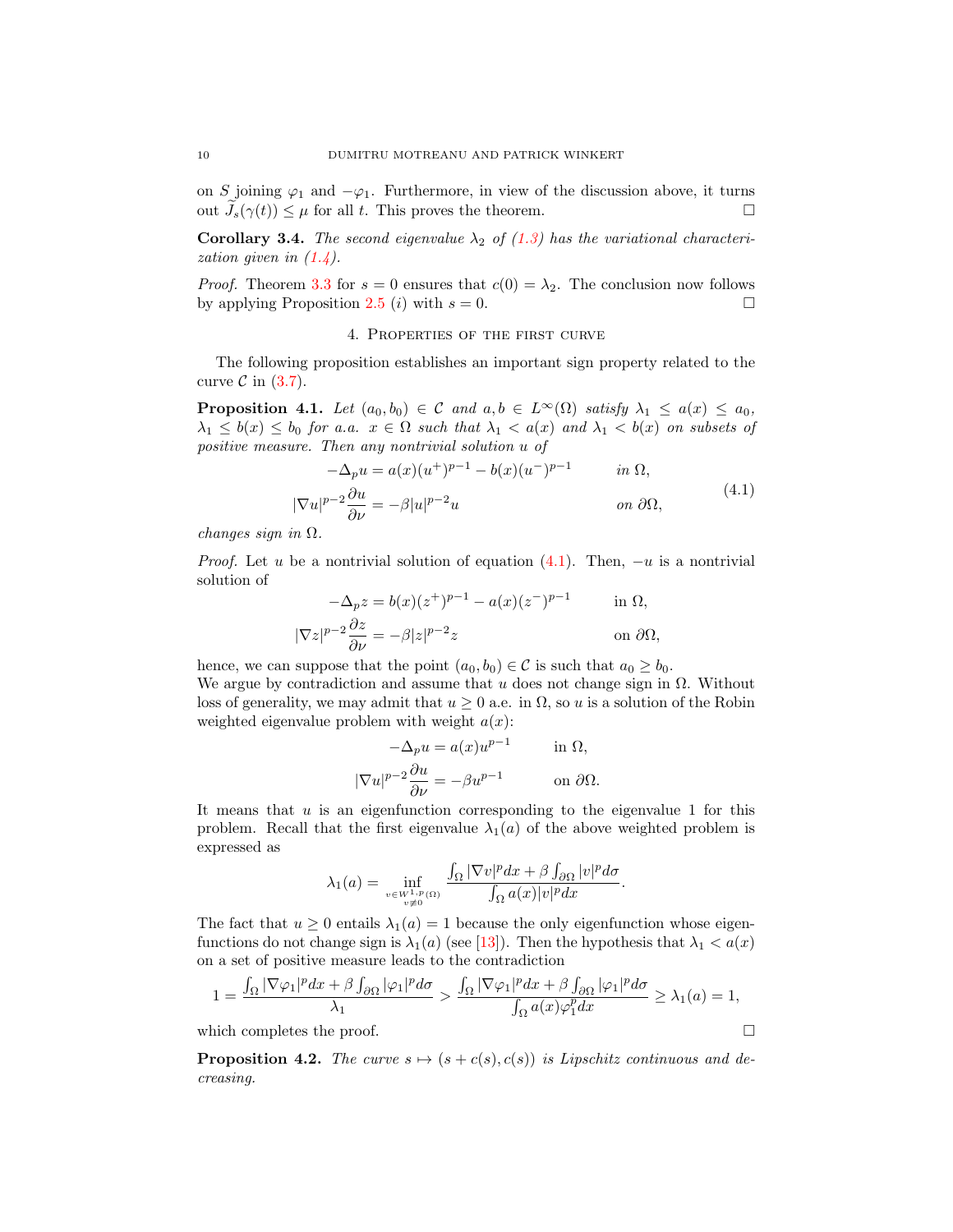on $S$ joining $\varphi_1$ and $-\varphi_1$. Furthermore, in view of the discussion above, it turns out $\widetilde{J}_s(\gamma(t)) \leq \mu$ for all $t$. This proves the theorem. $\square$

**Corollary 3.4.** *The second eigenvalue $\lambda_2$ of (1.3) has the variational characterization given in (1.4).*

*Proof.* Theorem 3.3 for $s = 0$ ensures that $c(0) = \lambda_2$. The conclusion now follows by applying Proposition 2.5 (*i*) with $s = 0$. $\square$

## 4. Properties of the first curve

The following proposition establishes an important sign property related to the curve $\mathcal{C}$ in (3.7).

**Proposition 4.1.** *Let $(a_0, b_0) \in \mathcal{C}$ and $a, b \in L^\infty(\Omega)$ satisfy $\lambda_1 \leq a(x) \leq a_0$, $\lambda_1 \leq b(x) \leq b_0$ for a.a. $x \in \Omega$ such that $\lambda_1 < a(x)$ and $\lambda_1 < b(x)$ on subsets of positive measure. Then any nontrivial solution $u$ of*

$$
\begin{aligned}
-\Delta_p u &= a(x)(u^+)^{p-1} - b(x)(u^-)^{p-1} \qquad && \text{in } \Omega, \\
|\nabla u|^{p-2}\frac{\partial u}{\partial \nu} &= -\beta |u|^{p-2}u && \text{on } \partial\Omega,
\end{aligned}
\tag{4.1}
$$

*changes sign in $\Omega$.*

*Proof.* Let $u$ be a nontrivial solution of equation (4.1). Then, $-u$ is a nontrivial solution of

$$
\begin{aligned}
-\Delta_p z &= b(x)(z^+)^{p-1} - a(x)(z^-)^{p-1} \qquad && \text{in } \Omega, \\
|\nabla z|^{p-2}\frac{\partial z}{\partial \nu} &= -\beta |z|^{p-2}z && \text{on } \partial\Omega,
\end{aligned}
$$

hence, we can suppose that the point $(a_0, b_0) \in \mathcal{C}$ is such that $a_0 \geq b_0$.
We argue by contradiction and assume that $u$ does not change sign in $\Omega$. Without loss of generality, we may admit that $u \geq 0$ a.e. in $\Omega$, so $u$ is a solution of the Robin weighted eigenvalue problem with weight $a(x)$:

$$
\begin{aligned}
-\Delta_p u &= a(x)u^{p-1} \qquad && \text{in } \Omega, \\
|\nabla u|^{p-2}\frac{\partial u}{\partial \nu} &= -\beta u^{p-1} && \text{on } \partial\Omega.
\end{aligned}
$$

It means that $u$ is an eigenfunction corresponding to the eigenvalue 1 for this problem. Recall that the first eigenvalue $\lambda_1(a)$ of the above weighted problem is expressed as

$$
\lambda_1(a) = \inf_{\substack{v \in W^{1,p}(\Omega) \\ v \not\equiv 0}} \frac{\int_\Omega |\nabla v|^p dx + \beta \int_{\partial\Omega} |v|^p d\sigma}{\int_\Omega a(x)|v|^p dx}.
$$

The fact that $u \geq 0$ entails $\lambda_1(a) = 1$ because the only eigenfunction whose eigenfunctions do not change sign is $\lambda_1(a)$ (see [13]). Then the hypothesis that $\lambda_1 < a(x)$ on a set of positive measure leads to the contradiction

$$
1 = \frac{\int_\Omega |\nabla \varphi_1|^p dx + \beta \int_{\partial\Omega} |\varphi_1|^p d\sigma}{\lambda_1} > \frac{\int_\Omega |\nabla \varphi_1|^p dx + \beta \int_{\partial\Omega} |\varphi_1|^p d\sigma}{\int_\Omega a(x)\varphi_1^p dx} \geq \lambda_1(a) = 1,
$$

which completes the proof. $\square$

**Proposition 4.2.** *The curve $s \mapsto (s + c(s), c(s))$ is Lipschitz continuous and decreasing.*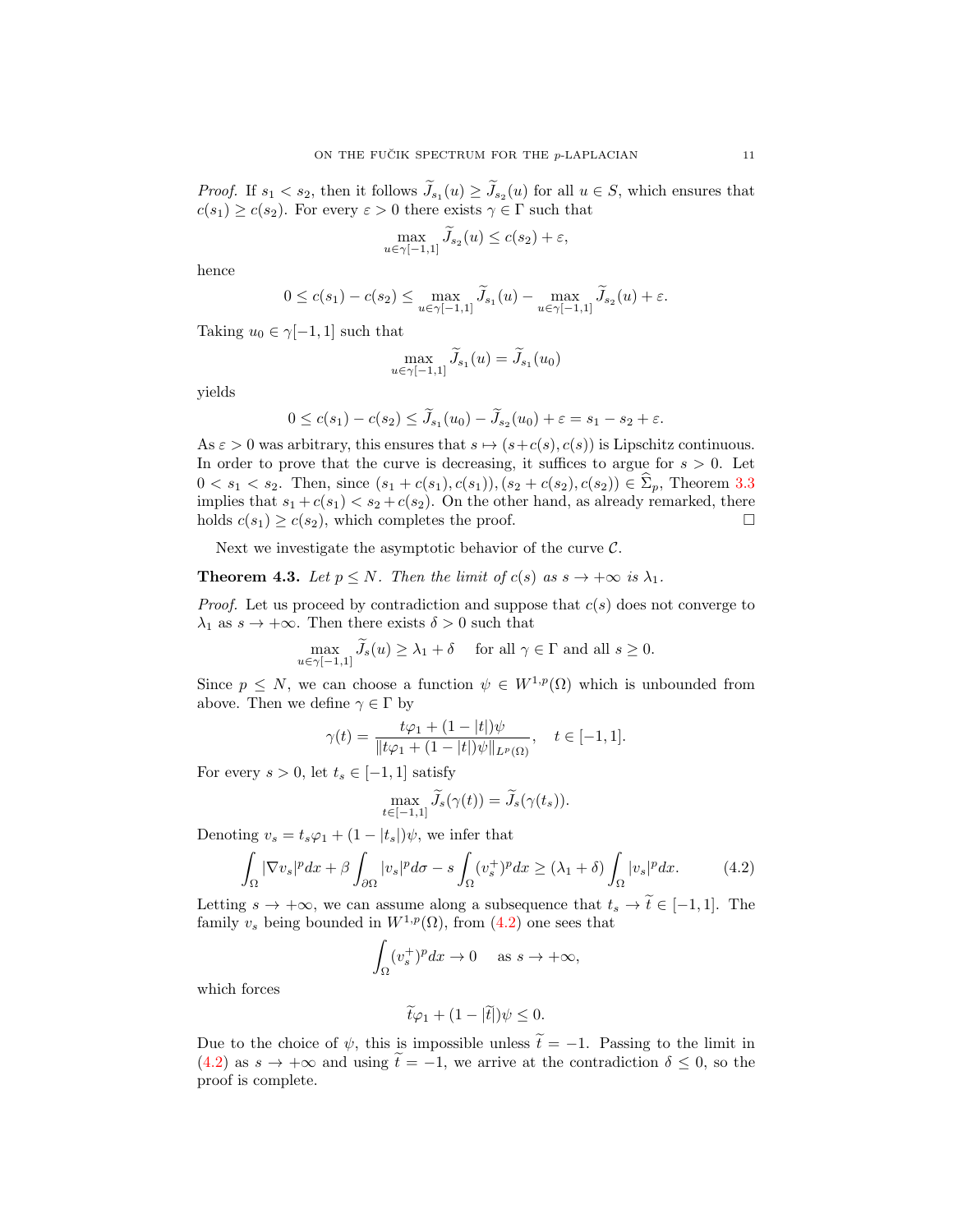*Proof.* If $s_1 < s_2$, then it follows $\widetilde{J}_{s_1}(u) \geq \widetilde{J}_{s_2}(u)$ for all $u \in S$, which ensures that $c(s_1) \geq c(s_2)$. For every $\varepsilon > 0$ there exists $\gamma \in \Gamma$ such that

$$\max_{u \in \gamma[-1,1]} \widetilde{J}_{s_2}(u) \leq c(s_2) + \varepsilon,$$

hence

$$0 \leq c(s_1) - c(s_2) \leq \max_{u \in \gamma[-1,1]} \widetilde{J}_{s_1}(u) - \max_{u \in \gamma[-1,1]} \widetilde{J}_{s_2}(u) + \varepsilon.$$

Taking $u_0 \in \gamma[-1,1]$ such that

$$\max_{u \in \gamma[-1,1]} \widetilde{J}_{s_1}(u) = \widetilde{J}_{s_1}(u_0)$$

yields

$$0 \leq c(s_1) - c(s_2) \leq \widetilde{J}_{s_1}(u_0) - \widetilde{J}_{s_2}(u_0) + \varepsilon = s_1 - s_2 + \varepsilon.$$

As $\varepsilon > 0$ was arbitrary, this ensures that $s \mapsto (s + c(s), c(s))$ is Lipschitz continuous. In order to prove that the curve is decreasing, it suffices to argue for $s > 0$. Let $0 < s_1 < s_2$. Then, since $(s_1 + c(s_1), c(s_1)), (s_2 + c(s_2), c(s_2)) \in \widehat{\Sigma}_p$, Theorem 3.3 implies that $s_1 + c(s_1) < s_2 + c(s_2)$. On the other hand, as already remarked, there holds $c(s_1) \geq c(s_2)$, which completes the proof. □

Next we investigate the asymptotic behavior of the curve $\mathcal{C}$.

**Theorem 4.3.** *Let $p \leq N$. Then the limit of $c(s)$ as $s \to +\infty$ is $\lambda_1$.*

*Proof.* Let us proceed by contradiction and suppose that $c(s)$ does not converge to $\lambda_1$ as $s \to +\infty$. Then there exists $\delta > 0$ such that

$$\max_{u \in \gamma[-1,1]} \widetilde{J}_s(u) \geq \lambda_1 + \delta \quad \text{ for all } \gamma \in \Gamma \text{ and all } s \geq 0.$$

Since $p \leq N$, we can choose a function $\psi \in W^{1,p}(\Omega)$ which is unbounded from above. Then we define $\gamma \in \Gamma$ by

$$\gamma(t) = \frac{t\varphi_1 + (1 - |t|)\psi}{\|t\varphi_1 + (1 - |t|)\psi\|_{L^p(\Omega)}}, \quad t \in [-1,1].$$

For every $s > 0$, let $t_s \in [-1,1]$ satisfy

$$\max_{t \in [-1,1]} \widetilde{J}_s(\gamma(t)) = \widetilde{J}_s(\gamma(t_s)).$$

Denoting $v_s = t_s\varphi_1 + (1 - |t_s|)\psi$, we infer that

$$\int_\Omega |\nabla v_s|^p dx + \beta \int_{\partial\Omega} |v_s|^p d\sigma - s \int_\Omega (v_s^+)^p dx \geq (\lambda_1 + \delta) \int_\Omega |v_s|^p dx. \tag{4.2}$$

Letting $s \to +\infty$, we can assume along a subsequence that $t_s \to \widetilde{t} \in [-1,1]$. The family $v_s$ being bounded in $W^{1,p}(\Omega)$, from (4.2) one sees that

$$\int_\Omega (v_s^+)^p dx \to 0 \quad \text{ as } s \to +\infty,$$

which forces

$$\widetilde{t}\varphi_1 + (1 - |\widetilde{t}|)\psi \leq 0.$$

Due to the choice of $\psi$, this is impossible unless $\widetilde{t} = -1$. Passing to the limit in (4.2) as $s \to +\infty$ and using $\widetilde{t} = -1$, we arrive at the contradiction $\delta \leq 0$, so the proof is complete.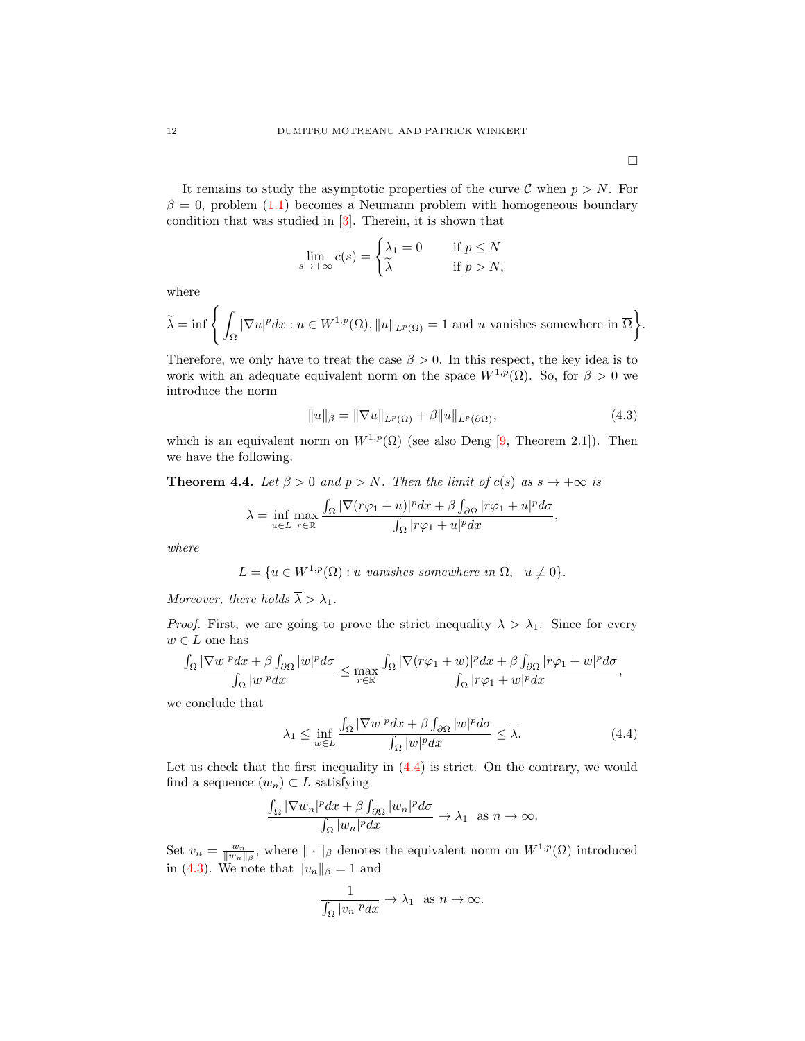$\square$

It remains to study the asymptotic properties of the curve $\mathcal{C}$ when $p > N$. For $\beta = 0$, problem (1.1) becomes a Neumann problem with homogeneous boundary condition that was studied in [3]. Therein, it is shown that

$$\lim_{s \to +\infty} c(s) = \begin{cases} \lambda_1 = 0 & \text{if } p \leq N \\ \widetilde{\lambda} & \text{if } p > N, \end{cases}$$

where

$$\widetilde{\lambda} = \inf \left\{ \int_\Omega |\nabla u|^p dx : u \in W^{1,p}(\Omega), \|u\|_{L^p(\Omega)} = 1 \text{ and } u \text{ vanishes somewhere in } \overline{\Omega} \right\}.$$

Therefore, we only have to treat the case $\beta > 0$. In this respect, the key idea is to work with an adequate equivalent norm on the space $W^{1,p}(\Omega)$. So, for $\beta > 0$ we introduce the norm

$$\|u\|_\beta = \|\nabla u\|_{L^p(\Omega)} + \beta \|u\|_{L^p(\partial\Omega)}, \tag{4.3}$$

which is an equivalent norm on $W^{1,p}(\Omega)$ (see also Deng [9, Theorem 2.1]). Then we have the following.

**Theorem 4.4.** *Let $\beta > 0$ and $p > N$. Then the limit of $c(s)$ as $s \to +\infty$ is*

$$\overline{\lambda} = \inf_{u \in L} \max_{r \in \mathbb{R}} \frac{\int_\Omega |\nabla(r\varphi_1 + u)|^p dx + \beta \int_{\partial\Omega} |r\varphi_1 + u|^p d\sigma}{\int_\Omega |r\varphi_1 + u|^p dx},$$

*where*

$$L = \{u \in W^{1,p}(\Omega) : u \text{ vanishes somewhere in } \overline{\Omega}, \quad u \not\equiv 0\}.$$

*Moreover, there holds $\overline{\lambda} > \lambda_1$.*

*Proof.* First, we are going to prove the strict inequality $\overline{\lambda} > \lambda_1$. Since for every $w \in L$ one has

$$\frac{\int_\Omega |\nabla w|^p dx + \beta \int_{\partial\Omega} |w|^p d\sigma}{\int_\Omega |w|^p dx} \leq \max_{r \in \mathbb{R}} \frac{\int_\Omega |\nabla(r\varphi_1 + w)|^p dx + \beta \int_{\partial\Omega} |r\varphi_1 + w|^p d\sigma}{\int_\Omega |r\varphi_1 + w|^p dx},$$

we conclude that

$$\lambda_1 \leq \inf_{w \in L} \frac{\int_\Omega |\nabla w|^p dx + \beta \int_{\partial\Omega} |w|^p d\sigma}{\int_\Omega |w|^p dx} \leq \overline{\lambda}. \tag{4.4}$$

Let us check that the first inequality in (4.4) is strict. On the contrary, we would find a sequence $(w_n) \subset L$ satisfying

$$\frac{\int_\Omega |\nabla w_n|^p dx + \beta \int_{\partial\Omega} |w_n|^p d\sigma}{\int_\Omega |w_n|^p dx} \to \lambda_1 \quad \text{as } n \to \infty.$$

Set $v_n = \frac{w_n}{\|w_n\|_\beta}$, where $\|\cdot\|_\beta$ denotes the equivalent norm on $W^{1,p}(\Omega)$ introduced in (4.3). We note that $\|v_n\|_\beta = 1$ and

$$\frac{1}{\int_\Omega |v_n|^p dx} \to \lambda_1 \quad \text{as } n \to \infty.$$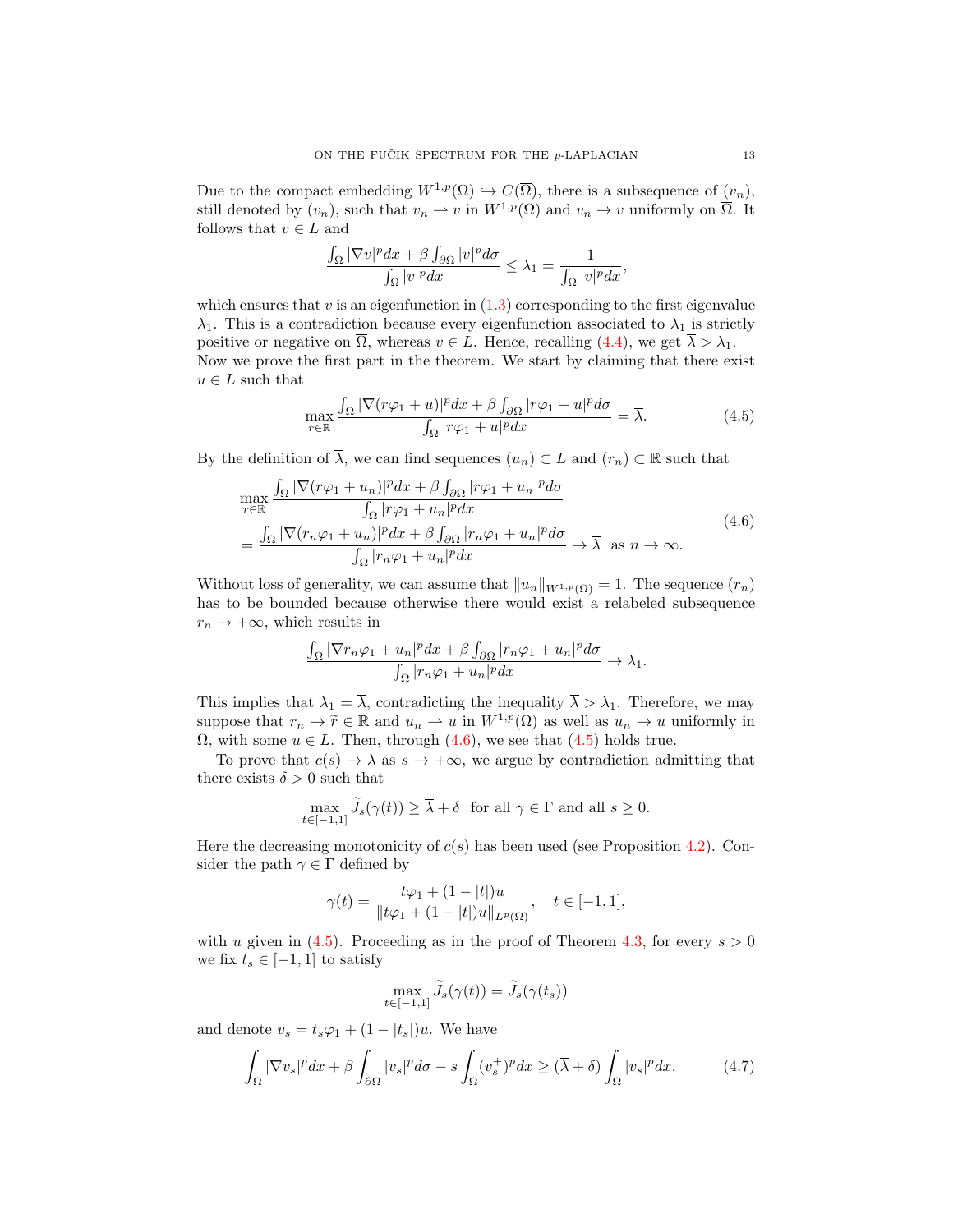Due to the compact embedding $W^{1,p}(\Omega) \hookrightarrow C(\overline{\Omega})$, there is a subsequence of $(v_n)$, still denoted by $(v_n)$, such that $v_n \rightharpoonup v$ in $W^{1,p}(\Omega)$ and $v_n \to v$ uniformly on $\overline{\Omega}$. It follows that $v \in L$ and

$$\frac{\int_\Omega |\nabla v|^p dx + \beta \int_{\partial\Omega} |v|^p d\sigma}{\int_\Omega |v|^p dx} \le \lambda_1 = \frac{1}{\int_\Omega |v|^p dx},$$

which ensures that $v$ is an eigenfunction in (1.3) corresponding to the first eigenvalue $\lambda_1$. This is a contradiction because every eigenfunction associated to $\lambda_1$ is strictly positive or negative on $\overline{\Omega}$, whereas $v \in L$. Hence, recalling (4.4), we get $\overline{\lambda} > \lambda_1$.
Now we prove the first part in the theorem. We start by claiming that there exist $u \in L$ such that

$$\max_{r\in\mathbb{R}} \frac{\int_\Omega |\nabla(r\varphi_1 + u)|^p dx + \beta \int_{\partial\Omega} |r\varphi_1 + u|^p d\sigma}{\int_\Omega |r\varphi_1 + u|^p dx} = \overline{\lambda}. \tag{4.5}$$

By the definition of $\overline{\lambda}$, we can find sequences $(u_n) \subset L$ and $(r_n) \subset \mathbb{R}$ such that

$$\begin{aligned} &\max_{r\in\mathbb{R}} \frac{\int_\Omega |\nabla(r\varphi_1 + u_n)|^p dx + \beta \int_{\partial\Omega} |r\varphi_1 + u_n|^p d\sigma}{\int_\Omega |r\varphi_1 + u_n|^p dx} \\ &= \frac{\int_\Omega |\nabla(r_n\varphi_1 + u_n)|^p dx + \beta \int_{\partial\Omega} |r_n\varphi_1 + u_n|^p d\sigma}{\int_\Omega |r_n\varphi_1 + u_n|^p dx} \to \overline{\lambda} \ \text{ as } n \to \infty. \end{aligned} \tag{4.6}$$

Without loss of generality, we can assume that $\|u_n\|_{W^{1,p}(\Omega)} = 1$. The sequence $(r_n)$ has to be bounded because otherwise there would exist a relabeled subsequence $r_n \to +\infty$, which results in

$$\frac{\int_\Omega |\nabla r_n\varphi_1 + u_n|^p dx + \beta \int_{\partial\Omega} |r_n\varphi_1 + u_n|^p d\sigma}{\int_\Omega |r_n\varphi_1 + u_n|^p dx} \to \lambda_1.$$

This implies that $\lambda_1 = \overline{\lambda}$, contradicting the inequality $\overline{\lambda} > \lambda_1$. Therefore, we may suppose that $r_n \to \widetilde{r} \in \mathbb{R}$ and $u_n \rightharpoonup u$ in $W^{1,p}(\Omega)$ as well as $u_n \to u$ uniformly in $\overline{\Omega}$, with some $u \in L$. Then, through (4.6), we see that (4.5) holds true.

To prove that $c(s) \to \overline{\lambda}$ as $s \to +\infty$, we argue by contradiction admitting that there exists $\delta > 0$ such that

$$\max_{t\in[-1,1]} \widetilde{J}_s(\gamma(t)) \ge \overline{\lambda} + \delta \ \text{ for all } \gamma \in \Gamma \text{ and all } s \ge 0.$$

Here the decreasing monotonicity of $c(s)$ has been used (see Proposition 4.2). Consider the path $\gamma \in \Gamma$ defined by

$$\gamma(t) = \frac{t\varphi_1 + (1 - |t|)u}{\|t\varphi_1 + (1 - |t|)u\|_{L^p(\Omega)}}, \quad t \in [-1, 1],$$

with $u$ given in (4.5). Proceeding as in the proof of Theorem 4.3, for every $s > 0$ we fix $t_s \in [-1, 1]$ to satisfy

$$\max_{t\in[-1,1]} \widetilde{J}_s(\gamma(t)) = \widetilde{J}_s(\gamma(t_s))$$

and denote $v_s = t_s\varphi_1 + (1 - |t_s|)u$. We have

$$\int_\Omega |\nabla v_s|^p dx + \beta \int_{\partial\Omega} |v_s|^p d\sigma - s \int_\Omega (v_s^+)^p dx \ge (\overline{\lambda} + \delta) \int_\Omega |v_s|^p dx. \tag{4.7}$$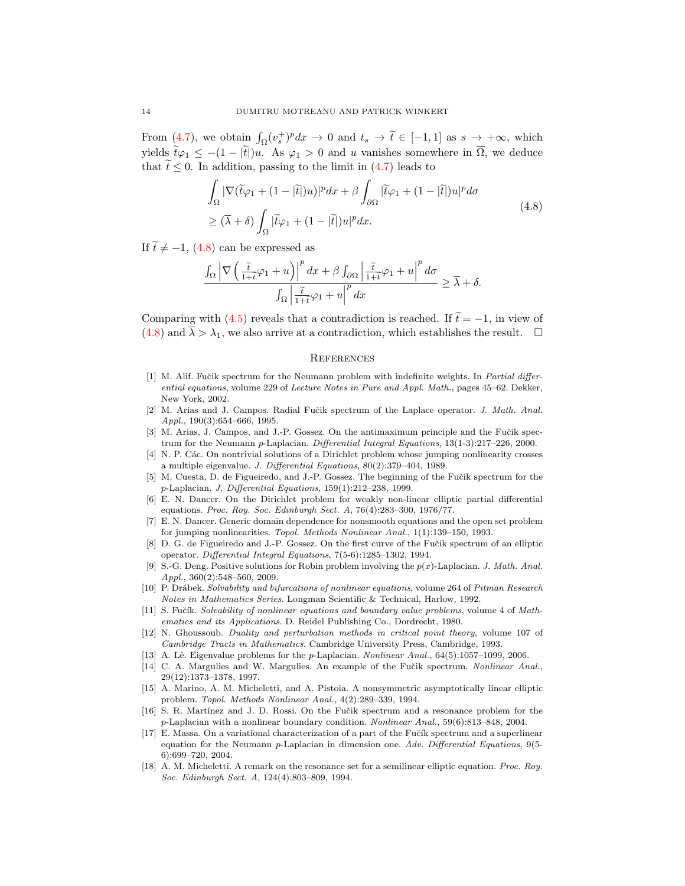From (4.7), we obtain $\int_\Omega (v_s^+)^p dx \to 0$ and $t_s \to \widetilde{t} \in [-1,1]$ as $s \to +\infty$, which yields $\widetilde{t}\varphi_1 \leq -(1-|\widetilde{t}|)u$. As $\varphi_1 > 0$ and $u$ vanishes somewhere in $\overline{\Omega}$, we deduce that $\widetilde{t} \leq 0$. In addition, passing to the limit in (4.7) leads to

$$
\begin{aligned}
&\int_\Omega |\nabla(\widetilde{t}\varphi_1 + (1-|\widetilde{t}|)u)|^p dx + \beta \int_{\partial\Omega} |\widetilde{t}\varphi_1 + (1-|\widetilde{t}|)u|^p d\sigma \\
&\geq (\overline{\lambda} + \delta) \int_\Omega |\widetilde{t}\varphi_1 + (1-|\widetilde{t}|)u|^p dx.
\end{aligned} \tag{4.8}
$$

If $\widetilde{t} \neq -1$, (4.8) can be expressed as

$$
\frac{\int_\Omega \left|\nabla\left(\frac{\widetilde{t}}{1+\widetilde{t}}\varphi_1 + u\right)\right|^p dx + \beta \int_{\partial\Omega} \left|\frac{\widetilde{t}}{1+\widetilde{t}}\varphi_1 + u\right|^p d\sigma}{\int_\Omega \left|\frac{\widetilde{t}}{1+\widetilde{t}}\varphi_1 + u\right|^p dx} \geq \overline{\lambda} + \delta.
$$

Comparing with (4.5) reveals that a contradiction is reached. If $\widetilde{t} = -1$, in view of (4.8) and $\overline{\lambda} > \lambda_1$, we also arrive at a contradiction, which establishes the result. $\square$

## References

[1] M. Alif. Fučik spectrum for the Neumann problem with indefinite weights. In *Partial differential equations*, volume 229 of *Lecture Notes in Pure and Appl. Math.*, pages 45–62. Dekker, New York, 2002.

[2] M. Arias and J. Campos. Radial Fučik spectrum of the Laplace operator. *J. Math. Anal. Appl.*, 190(3):654–666, 1995.

[3] M. Arias, J. Campos, and J.-P. Gossez. On the antimaximum principle and the Fučik spectrum for the Neumann $p$-Laplacian. *Differential Integral Equations*, 13(1-3):217–226, 2000.

[4] N. P. Các. On nontrivial solutions of a Dirichlet problem whose jumping nonlinearity crosses a multiple eigenvalue. *J. Differential Equations*, 80(2):379–404, 1989.

[5] M. Cuesta, D. de Figueiredo, and J.-P. Gossez. The beginning of the Fučik spectrum for the $p$-Laplacian. *J. Differential Equations*, 159(1):212–238, 1999.

[6] E. N. Dancer. On the Dirichlet problem for weakly non-linear elliptic partial differential equations. *Proc. Roy. Soc. Edinburgh Sect. A*, 76(4):283–300, 1976/77.

[7] E. N. Dancer. Generic domain dependence for nonsmooth equations and the open set problem for jumping nonlinearities. *Topol. Methods Nonlinear Anal.*, 1(1):139–150, 1993.

[8] D. G. de Figueiredo and J.-P. Gossez. On the first curve of the Fučik spectrum of an elliptic operator. *Differential Integral Equations*, 7(5-6):1285–1302, 1994.

[9] S.-G. Deng. Positive solutions for Robin problem involving the $p(x)$-Laplacian. *J. Math. Anal. Appl.*, 360(2):548–560, 2009.

[10] P. Drábek. *Solvability and bifurcations of nonlinear equations*, volume 264 of *Pitman Research Notes in Mathematics Series*. Longman Scientific & Technical, Harlow, 1992.

[11] S. Fučík. *Solvability of nonlinear equations and boundary value problems*, volume 4 of *Mathematics and its Applications*. D. Reidel Publishing Co., Dordrecht, 1980.

[12] N. Ghoussoub. *Duality and perturbation methods in critical point theory*, volume 107 of *Cambridge Tracts in Mathematics*. Cambridge University Press, Cambridge, 1993.

[13] A. Lê. Eigenvalue problems for the $p$-Laplacian. *Nonlinear Anal.*, 64(5):1057–1099, 2006.

[14] C. A. Margulies and W. Margulies. An example of the Fučik spectrum. *Nonlinear Anal.*, 29(12):1373–1378, 1997.

[15] A. Marino, A. M. Micheletti, and A. Pistoia. A nonsymmetric asymptotically linear elliptic problem. *Topol. Methods Nonlinear Anal.*, 4(2):289–339, 1994.

[16] S. R. Martínez and J. D. Rossi. On the Fučik spectrum and a resonance problem for the $p$-Laplacian with a nonlinear boundary condition. *Nonlinear Anal.*, 59(6):813–848, 2004.

[17] E. Massa. On a variational characterization of a part of the Fučík spectrum and a superlinear equation for the Neumann $p$-Laplacian in dimension one. *Adv. Differential Equations*, 9(5-6):699–720, 2004.

[18] A. M. Micheletti. A remark on the resonance set for a semilinear elliptic equation. *Proc. Roy. Soc. Edinburgh Sect. A*, 124(4):803–809, 1994.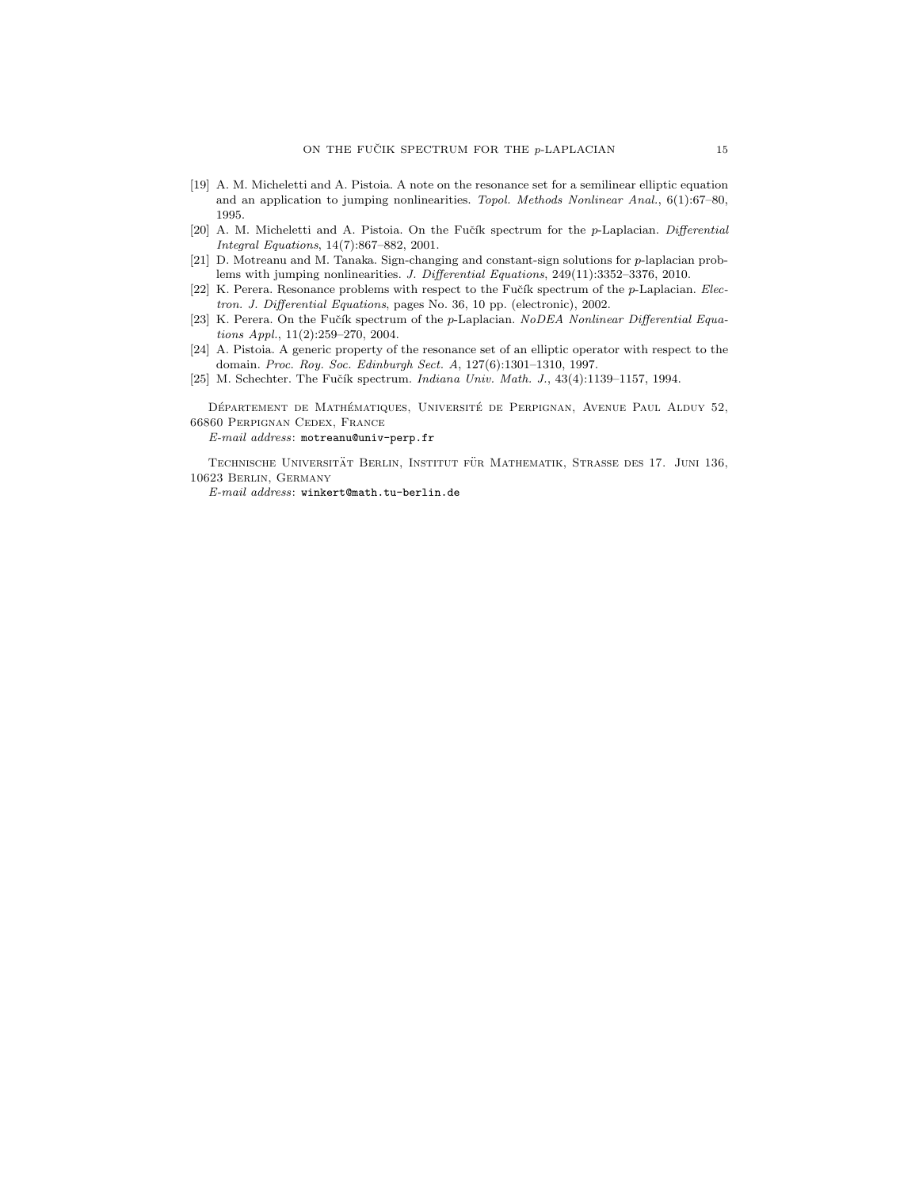[19] A. M. Micheletti and A. Pistoia. A note on the resonance set for a semilinear elliptic equation and an application to jumping nonlinearities. *Topol. Methods Nonlinear Anal.*, 6(1):67–80, 1995.

[20] A. M. Micheletti and A. Pistoia. On the Fučík spectrum for the $p$-Laplacian. *Differential Integral Equations*, 14(7):867–882, 2001.

[21] D. Motreanu and M. Tanaka. Sign-changing and constant-sign solutions for $p$-laplacian problems with jumping nonlinearities. *J. Differential Equations*, 249(11):3352–3376, 2010.

[22] K. Perera. Resonance problems with respect to the Fučík spectrum of the $p$-Laplacian. *Electron. J. Differential Equations*, pages No. 36, 10 pp. (electronic), 2002.

[23] K. Perera. On the Fučík spectrum of the $p$-Laplacian. *NoDEA Nonlinear Differential Equations Appl.*, 11(2):259–270, 2004.

[24] A. Pistoia. A generic property of the resonance set of an elliptic operator with respect to the domain. *Proc. Roy. Soc. Edinburgh Sect. A*, 127(6):1301–1310, 1997.

[25] M. Schechter. The Fučík spectrum. *Indiana Univ. Math. J.*, 43(4):1139–1157, 1994.

Département de Mathématiques, Université de Perpignan, Avenue Paul Alduy 52, 66860 Perpignan Cedex, France

*E-mail address*: motreanu@univ-perp.fr

Technische Universität Berlin, Institut für Mathematik, Strasse des 17. Juni 136, 10623 Berlin, Germany

*E-mail address*: winkert@math.tu-berlin.de